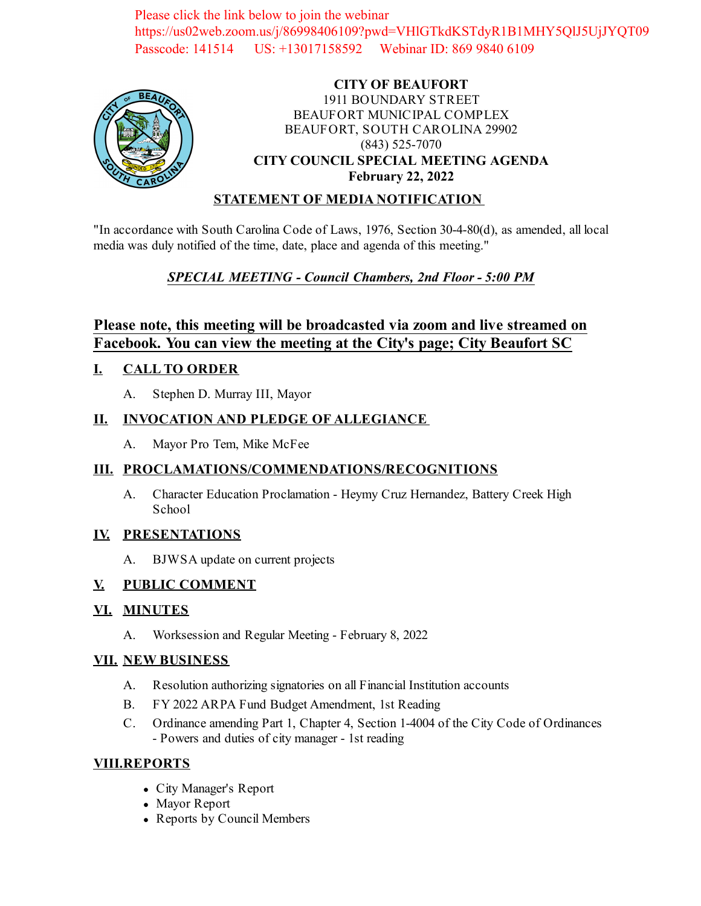Please click the link below to join the webinar
https://us02web.zoom.us/j/86998406109?pwd=VHlGTkdKSTdyR1B1MHY5QlJ5UjJYQT09
Passcode: 141514 US: +13017158592 Webinar ID: 869 9840 6109

**CITY OF BEAUFORT**
1911 BOUNDARY STREET
BEAUFORT MUNICIPAL COMPLEX
BEAUFORT, SOUTH CAROLINA 29902
(843) 525-7070
**CITY COUNCIL SPECIAL MEETING AGENDA**
**February 22, 2022**

## STATEMENT OF MEDIA NOTIFICATION

"In accordance with South Carolina Code of Laws, 1976, Section 30-4-80(d), as amended, all local media was duly notified of the time, date, place and agenda of this meeting."

***SPECIAL MEETING - Council Chambers, 2nd Floor - 5:00 PM***

**Please note, this meeting will be broadcasted via zoom and live streamed on Facebook. You can view the meeting at the City's page; City Beaufort SC**

## I. CALL TO ORDER

A. Stephen D. Murray III, Mayor

## II. INVOCATION AND PLEDGE OF ALLEGIANCE

A. Mayor Pro Tem, Mike McFee

## III. PROCLAMATIONS/COMMENDATIONS/RECOGNITIONS

A. Character Education Proclamation - Heymy Cruz Hernandez, Battery Creek High School

## IV. PRESENTATIONS

A. BJWSA update on current projects

## V. PUBLIC COMMENT

## VI. MINUTES

A. Worksession and Regular Meeting - February 8, 2022

## VII. NEW BUSINESS

A. Resolution authorizing signatories on all Financial Institution accounts

B. FY 2022 ARPA Fund Budget Amendment, 1st Reading

C. Ordinance amending Part 1, Chapter 4, Section 1-4004 of the City Code of Ordinances - Powers and duties of city manager - 1st reading

## VIII. REPORTS

- City Manager's Report
- Mayor Report
- Reports by Council Members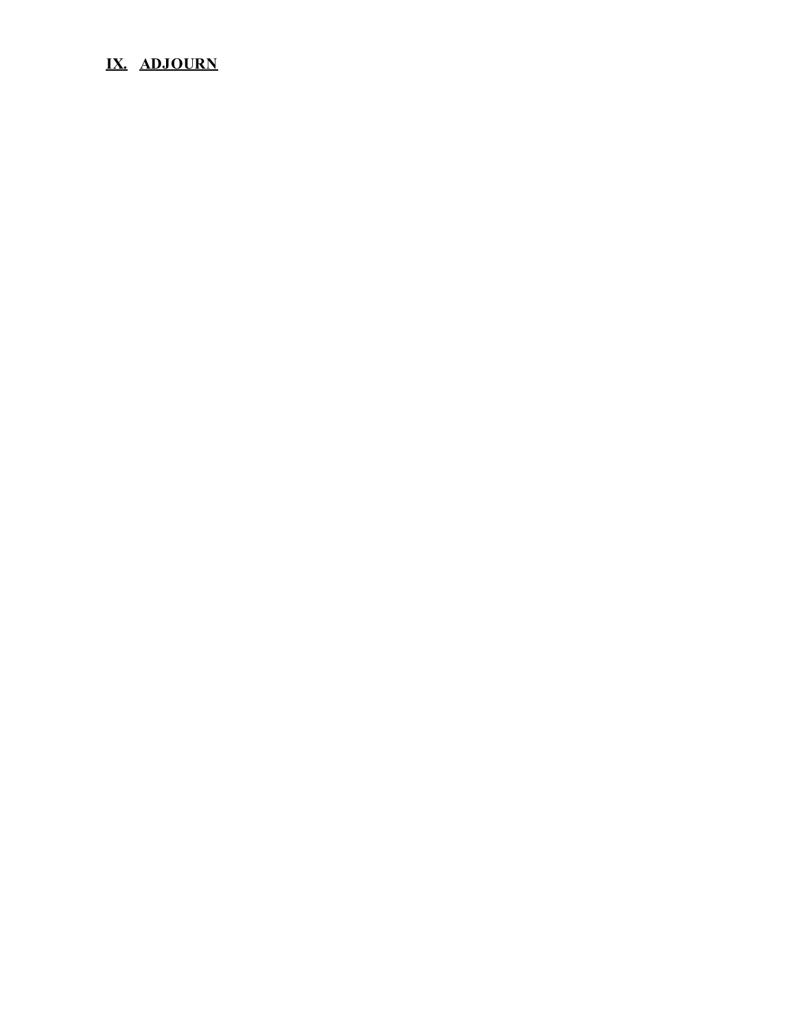## **IX. ADJOURN**